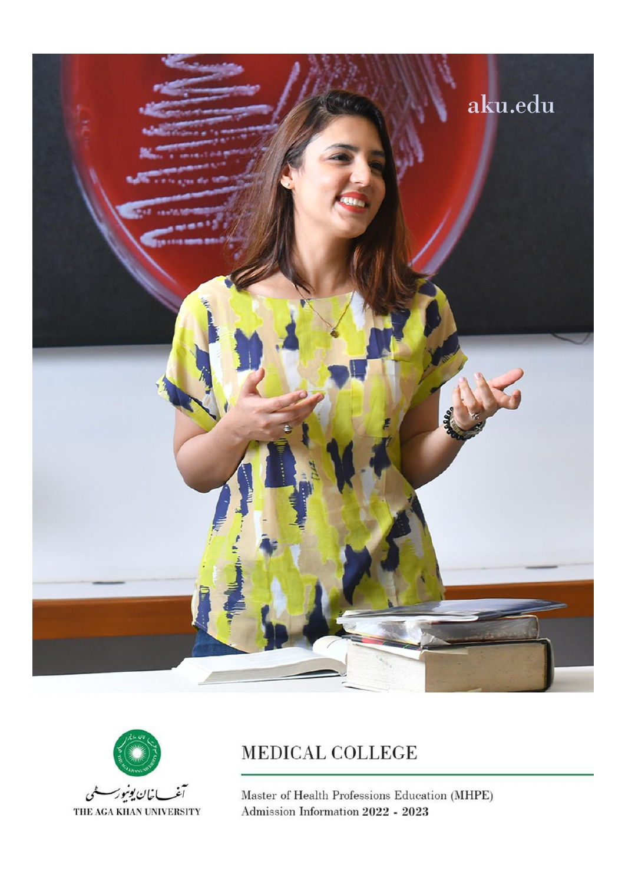aku.edu

آغا خان یونیورسٹی

THE AGA KHAN UNIVERSITY

# MEDICAL COLLEGE

Master of Health Professions Education (MHPE)
Admission Information 2022 - 2023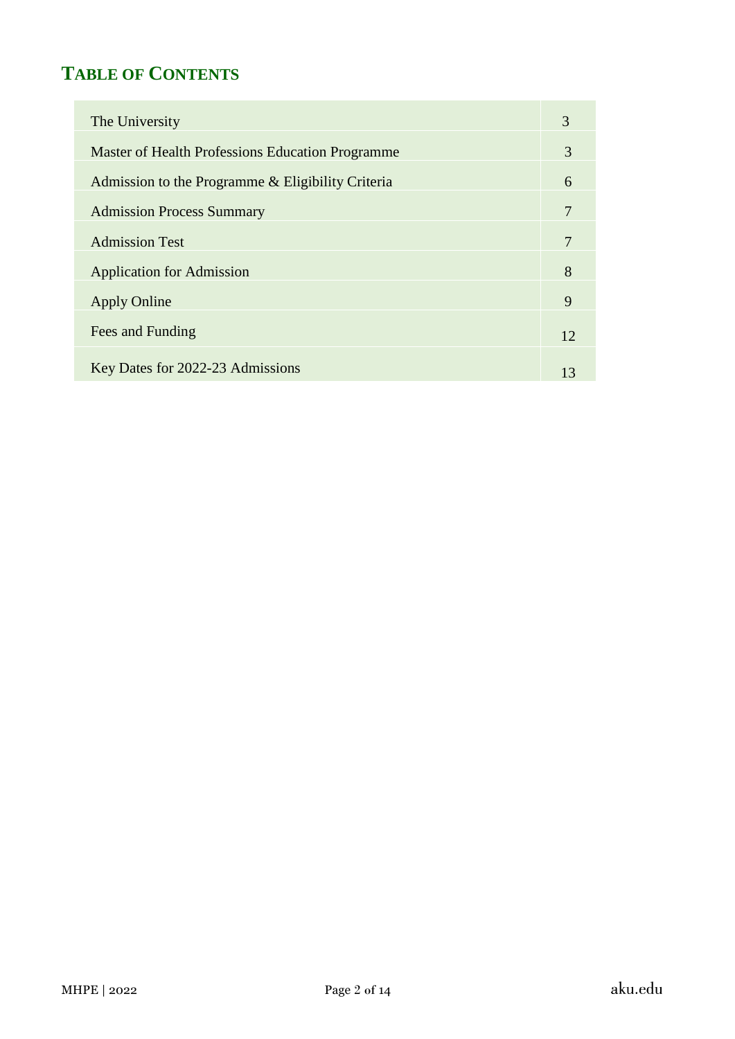## TABLE OF CONTENTS

| | |
|---|---|
| The University | 3 |
| Master of Health Professions Education Programme | 3 |
| Admission to the Programme & Eligibility Criteria | 6 |
| Admission Process Summary | 7 |
| Admission Test | 7 |
| Application for Admission | 8 |
| Apply Online | 9 |
| Fees and Funding | 12 |
| Key Dates for 2022-23 Admissions | 13 |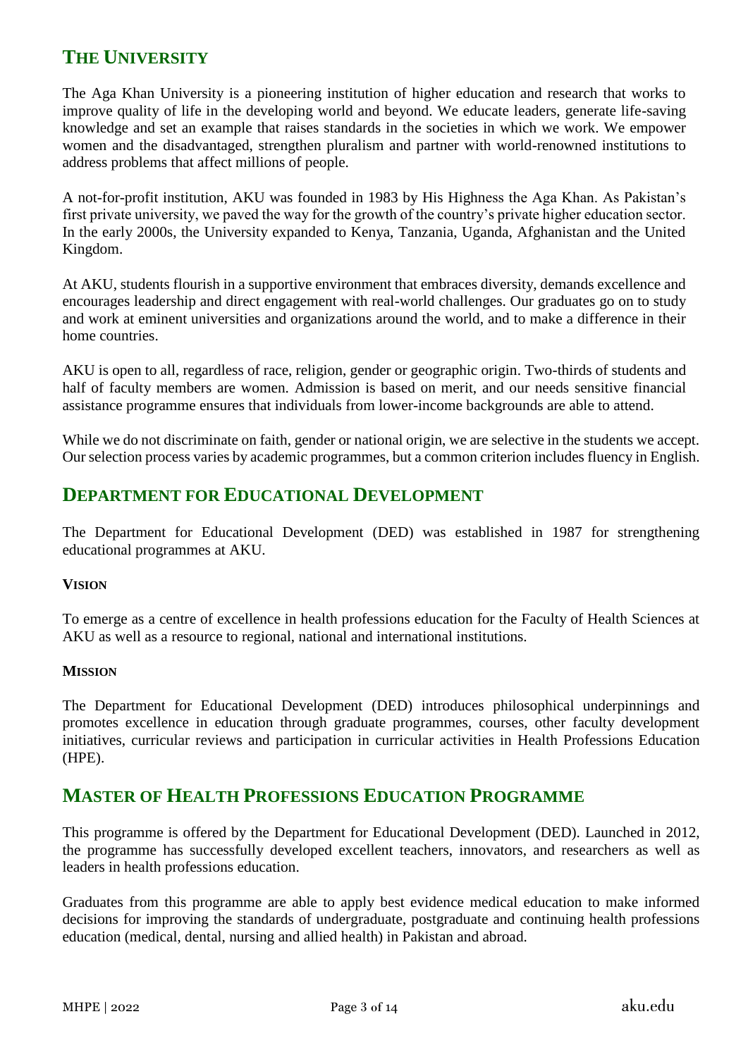## THE UNIVERSITY

The Aga Khan University is a pioneering institution of higher education and research that works to improve quality of life in the developing world and beyond. We educate leaders, generate life-saving knowledge and set an example that raises standards in the societies in which we work. We empower women and the disadvantaged, strengthen pluralism and partner with world-renowned institutions to address problems that affect millions of people.

A not-for-profit institution, AKU was founded in 1983 by His Highness the Aga Khan. As Pakistan's first private university, we paved the way for the growth of the country's private higher education sector. In the early 2000s, the University expanded to Kenya, Tanzania, Uganda, Afghanistan and the United Kingdom.

At AKU, students flourish in a supportive environment that embraces diversity, demands excellence and encourages leadership and direct engagement with real-world challenges. Our graduates go on to study and work at eminent universities and organizations around the world, and to make a difference in their home countries.

AKU is open to all, regardless of race, religion, gender or geographic origin. Two-thirds of students and half of faculty members are women. Admission is based on merit, and our needs sensitive financial assistance programme ensures that individuals from lower-income backgrounds are able to attend.

While we do not discriminate on faith, gender or national origin, we are selective in the students we accept. Our selection process varies by academic programmes, but a common criterion includes fluency in English.

## DEPARTMENT FOR EDUCATIONAL DEVELOPMENT

The Department for Educational Development (DED) was established in 1987 for strengthening educational programmes at AKU.

### VISION

To emerge as a centre of excellence in health professions education for the Faculty of Health Sciences at AKU as well as a resource to regional, national and international institutions.

### MISSION

The Department for Educational Development (DED) introduces philosophical underpinnings and promotes excellence in education through graduate programmes, courses, other faculty development initiatives, curricular reviews and participation in curricular activities in Health Professions Education (HPE).

## MASTER OF HEALTH PROFESSIONS EDUCATION PROGRAMME

This programme is offered by the Department for Educational Development (DED). Launched in 2012, the programme has successfully developed excellent teachers, innovators, and researchers as well as leaders in health professions education.

Graduates from this programme are able to apply best evidence medical education to make informed decisions for improving the standards of undergraduate, postgraduate and continuing health professions education (medical, dental, nursing and allied health) in Pakistan and abroad.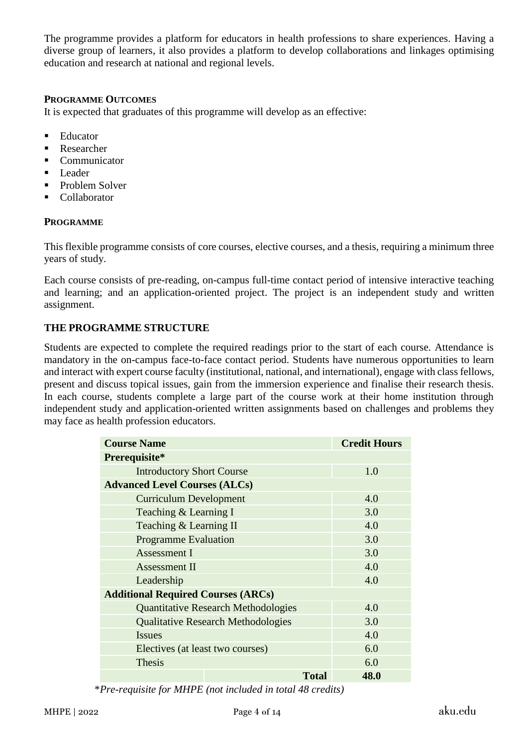The programme provides a platform for educators in health professions to share experiences. Having a diverse group of learners, it also provides a platform to develop collaborations and linkages optimising education and research at national and regional levels.

### PROGRAMME OUTCOMES

It is expected that graduates of this programme will develop as an effective:

- Educator
- Researcher
- Communicator
- Leader
- Problem Solver
- Collaborator

### PROGRAMME

This flexible programme consists of core courses, elective courses, and a thesis, requiring a minimum three years of study.

Each course consists of pre-reading, on-campus full-time contact period of intensive interactive teaching and learning; and an application-oriented project. The project is an independent study and written assignment.

### THE PROGRAMME STRUCTURE

Students are expected to complete the required readings prior to the start of each course. Attendance is mandatory in the on-campus face-to-face contact period. Students have numerous opportunities to learn and interact with expert course faculty (institutional, national, and international), engage with class fellows, present and discuss topical issues, gain from the immersion experience and finalise their research thesis. In each course, students complete a large part of the course work at their home institution through independent study and application-oriented written assignments based on challenges and problems they may face as health profession educators.

| Course Name | Credit Hours |
|---|---|
| **Prerequisite*** | |
| Introductory Short Course | 1.0 |
| **Advanced Level Courses (ALCs)** | |
| Curriculum Development | 4.0 |
| Teaching & Learning I | 3.0 |
| Teaching & Learning II | 4.0 |
| Programme Evaluation | 3.0 |
| Assessment I | 3.0 |
| Assessment II | 4.0 |
| Leadership | 4.0 |
| **Additional Required Courses (ARCs)** | |
| Quantitative Research Methodologies | 4.0 |
| Qualitative Research Methodologies | 3.0 |
| Issues | 4.0 |
| Electives (at least two courses) | 6.0 |
| Thesis | 6.0 |
| **Total** | **48.0** |

**Pre-requisite for MHPE (not included in total 48 credits)*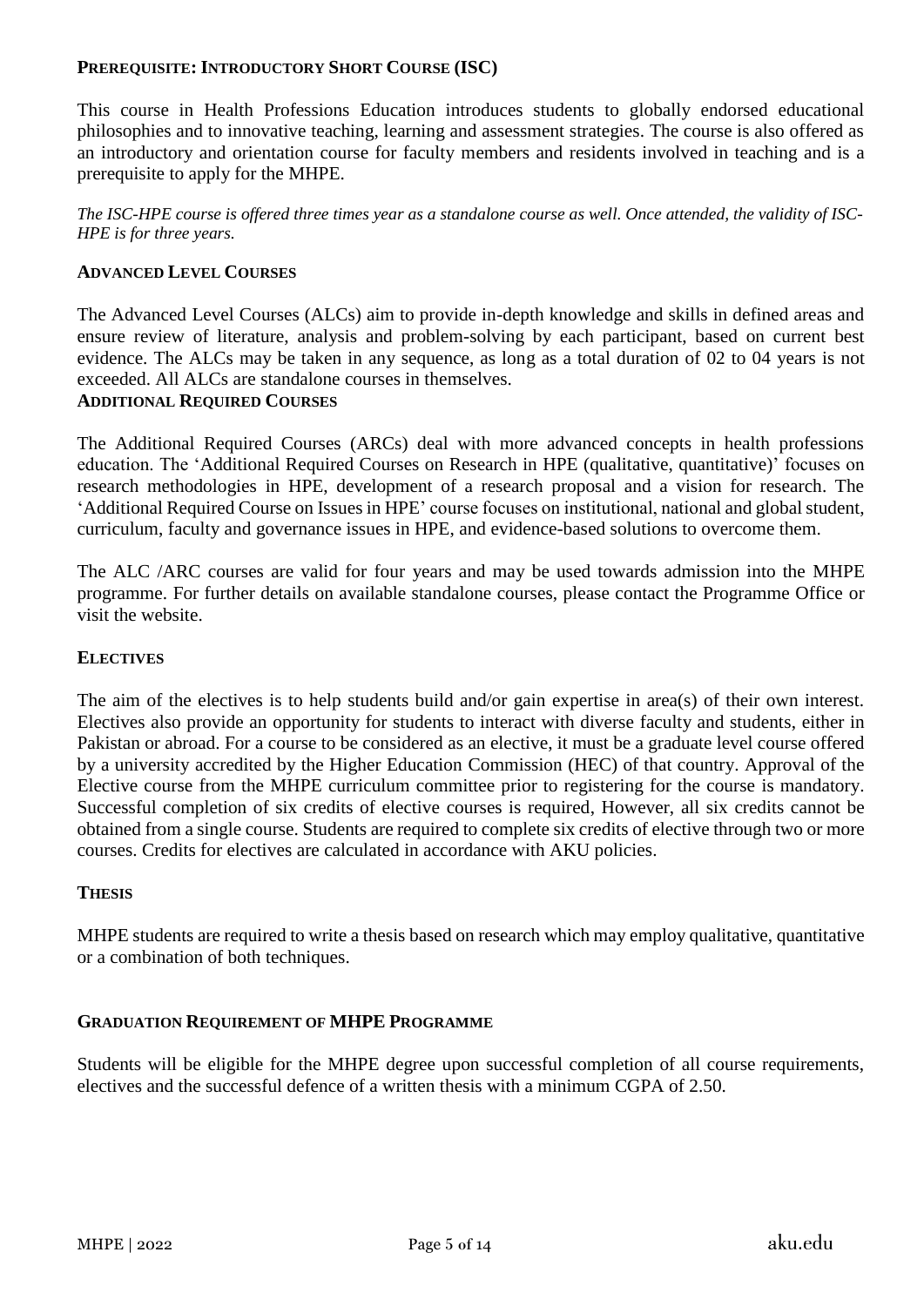## PREREQUISITE: INTRODUCTORY SHORT COURSE (ISC)

This course in Health Professions Education introduces students to globally endorsed educational philosophies and to innovative teaching, learning and assessment strategies. The course is also offered as an introductory and orientation course for faculty members and residents involved in teaching and is a prerequisite to apply for the MHPE.

*The ISC-HPE course is offered three times year as a standalone course as well. Once attended, the validity of ISC-HPE is for three years.*

## ADVANCED LEVEL COURSES

The Advanced Level Courses (ALCs) aim to provide in-depth knowledge and skills in defined areas and ensure review of literature, analysis and problem-solving by each participant, based on current best evidence. The ALCs may be taken in any sequence, as long as a total duration of 02 to 04 years is not exceeded. All ALCs are standalone courses in themselves.

## ADDITIONAL REQUIRED COURSES

The Additional Required Courses (ARCs) deal with more advanced concepts in health professions education. The 'Additional Required Courses on Research in HPE (qualitative, quantitative)' focuses on research methodologies in HPE, development of a research proposal and a vision for research. The 'Additional Required Course on Issues in HPE' course focuses on institutional, national and global student, curriculum, faculty and governance issues in HPE, and evidence-based solutions to overcome them.

The ALC /ARC courses are valid for four years and may be used towards admission into the MHPE programme. For further details on available standalone courses, please contact the Programme Office or visit the website.

## ELECTIVES

The aim of the electives is to help students build and/or gain expertise in area(s) of their own interest. Electives also provide an opportunity for students to interact with diverse faculty and students, either in Pakistan or abroad. For a course to be considered as an elective, it must be a graduate level course offered by a university accredited by the Higher Education Commission (HEC) of that country. Approval of the Elective course from the MHPE curriculum committee prior to registering for the course is mandatory. Successful completion of six credits of elective courses is required, However, all six credits cannot be obtained from a single course. Students are required to complete six credits of elective through two or more courses. Credits for electives are calculated in accordance with AKU policies.

## THESIS

MHPE students are required to write a thesis based on research which may employ qualitative, quantitative or a combination of both techniques.

## GRADUATION REQUIREMENT OF MHPE PROGRAMME

Students will be eligible for the MHPE degree upon successful completion of all course requirements, electives and the successful defence of a written thesis with a minimum CGPA of 2.50.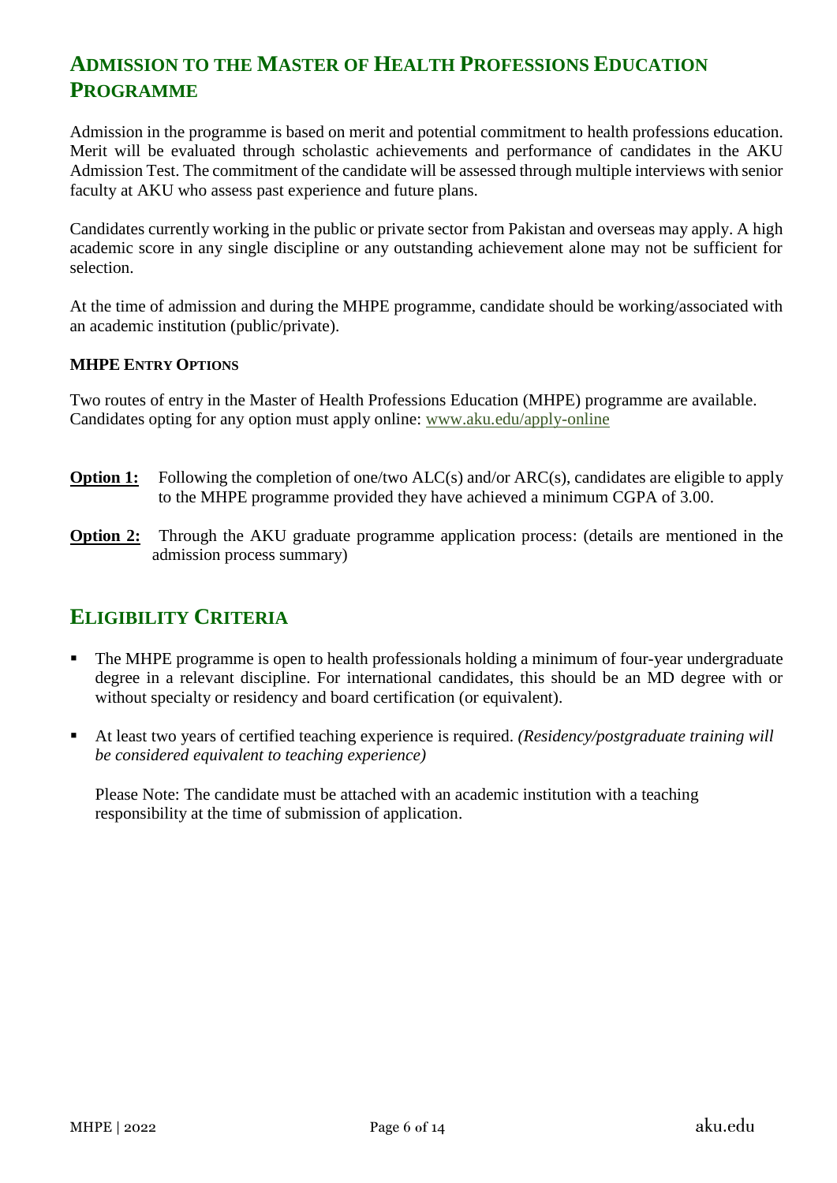## Admission to the Master of Health Professions Education Programme

Admission in the programme is based on merit and potential commitment to health professions education. Merit will be evaluated through scholastic achievements and performance of candidates in the AKU Admission Test. The commitment of the candidate will be assessed through multiple interviews with senior faculty at AKU who assess past experience and future plans.

Candidates currently working in the public or private sector from Pakistan and overseas may apply. A high academic score in any single discipline or any outstanding achievement alone may not be sufficient for selection.

At the time of admission and during the MHPE programme, candidate should be working/associated with an academic institution (public/private).

### MHPE Entry Options

Two routes of entry in the Master of Health Professions Education (MHPE) programme are available. Candidates opting for any option must apply online: [www.aku.edu/apply-online](www.aku.edu/apply-online)

**Option 1:** Following the completion of one/two ALC(s) and/or ARC(s), candidates are eligible to apply to the MHPE programme provided they have achieved a minimum CGPA of 3.00.

**Option 2:** Through the AKU graduate programme application process: (details are mentioned in the admission process summary)

## Eligibility Criteria

- The MHPE programme is open to health professionals holding a minimum of four-year undergraduate degree in a relevant discipline. For international candidates, this should be an MD degree with or without specialty or residency and board certification (or equivalent).
- At least two years of certified teaching experience is required. *(Residency/postgraduate training will be considered equivalent to teaching experience)*

  Please Note: The candidate must be attached with an academic institution with a teaching responsibility at the time of submission of application.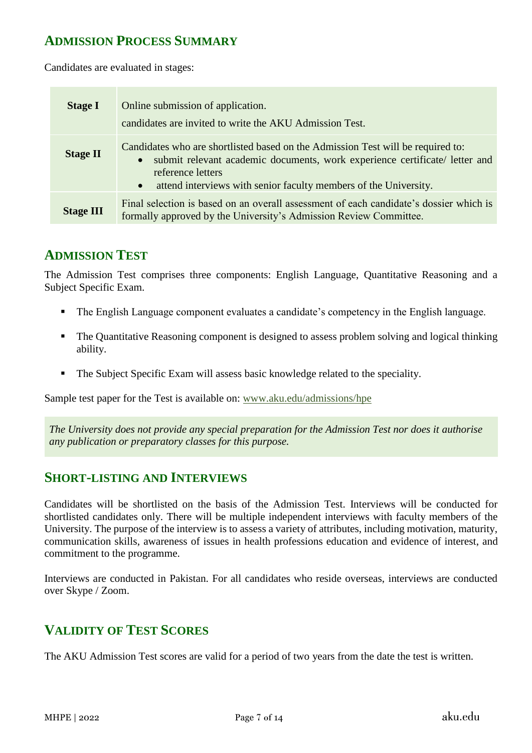## ADMISSION PROCESS SUMMARY

Candidates are evaluated in stages:

| | |
|---|---|
| **Stage I** | Online submission of application.<br>candidates are invited to write the AKU Admission Test. |
| **Stage II** | Candidates who are shortlisted based on the Admission Test will be required to:<br>• submit relevant academic documents, work experience certificate/ letter and reference letters<br>• attend interviews with senior faculty members of the University. |
| **Stage III** | Final selection is based on an overall assessment of each candidate's dossier which is formally approved by the University's Admission Review Committee. |

## ADMISSION TEST

The Admission Test comprises three components: English Language, Quantitative Reasoning and a Subject Specific Exam.

- The English Language component evaluates a candidate's competency in the English language.
- The Quantitative Reasoning component is designed to assess problem solving and logical thinking ability.
- The Subject Specific Exam will assess basic knowledge related to the speciality.

Sample test paper for the Test is available on: www.aku.edu/admissions/hpe

*The University does not provide any special preparation for the Admission Test nor does it authorise any publication or preparatory classes for this purpose.*

## SHORT-LISTING AND INTERVIEWS

Candidates will be shortlisted on the basis of the Admission Test. Interviews will be conducted for shortlisted candidates only. There will be multiple independent interviews with faculty members of the University. The purpose of the interview is to assess a variety of attributes, including motivation, maturity, communication skills, awareness of issues in health professions education and evidence of interest, and commitment to the programme.

Interviews are conducted in Pakistan. For all candidates who reside overseas, interviews are conducted over Skype / Zoom.

## VALIDITY OF TEST SCORES

The AKU Admission Test scores are valid for a period of two years from the date the test is written.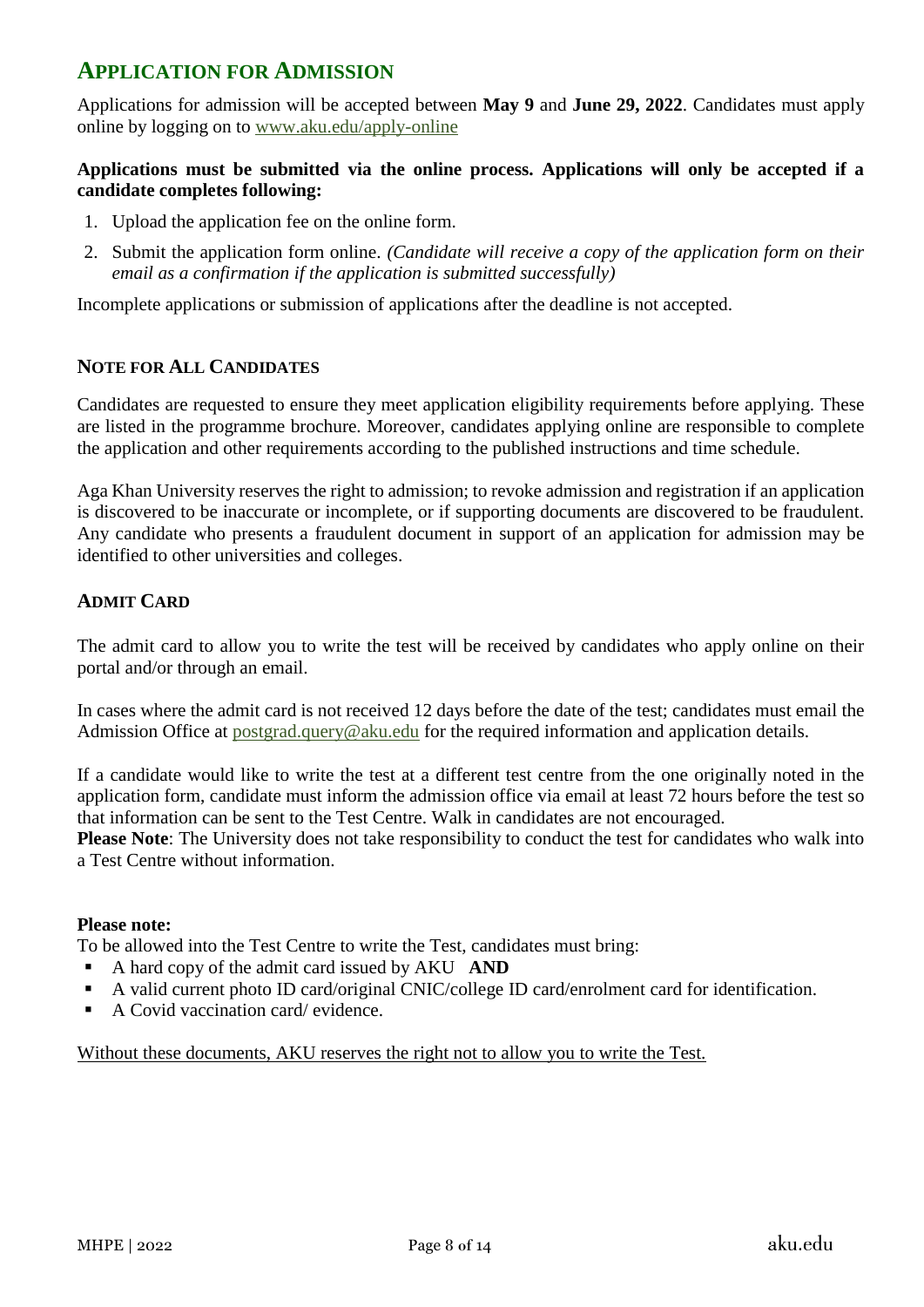## APPLICATION FOR ADMISSION

Applications for admission will be accepted between **May 9** and **June 29, 2022**. Candidates must apply online by logging on to www.aku.edu/apply-online

**Applications must be submitted via the online process. Applications will only be accepted if a candidate completes following:**

1. Upload the application fee on the online form.
2. Submit the application form online. *(Candidate will receive a copy of the application form on their email as a confirmation if the application is submitted successfully)*

Incomplete applications or submission of applications after the deadline is not accepted.

### NOTE FOR ALL CANDIDATES

Candidates are requested to ensure they meet application eligibility requirements before applying. These are listed in the programme brochure. Moreover, candidates applying online are responsible to complete the application and other requirements according to the published instructions and time schedule.

Aga Khan University reserves the right to admission; to revoke admission and registration if an application is discovered to be inaccurate or incomplete, or if supporting documents are discovered to be fraudulent. Any candidate who presents a fraudulent document in support of an application for admission may be identified to other universities and colleges.

### ADMIT CARD

The admit card to allow you to write the test will be received by candidates who apply online on their portal and/or through an email.

In cases where the admit card is not received 12 days before the date of the test; candidates must email the Admission Office at postgrad.query@aku.edu for the required information and application details.

If a candidate would like to write the test at a different test centre from the one originally noted in the application form, candidate must inform the admission office via email at least 72 hours before the test so that information can be sent to the Test Centre. Walk in candidates are not encouraged.
**Please Note**: The University does not take responsibility to conduct the test for candidates who walk into a Test Centre without information.

**Please note:**
To be allowed into the Test Centre to write the Test, candidates must bring:

- A hard copy of the admit card issued by AKU **AND**
- A valid current photo ID card/original CNIC/college ID card/enrolment card for identification.
- A Covid vaccination card/ evidence.

Without these documents, AKU reserves the right not to allow you to write the Test.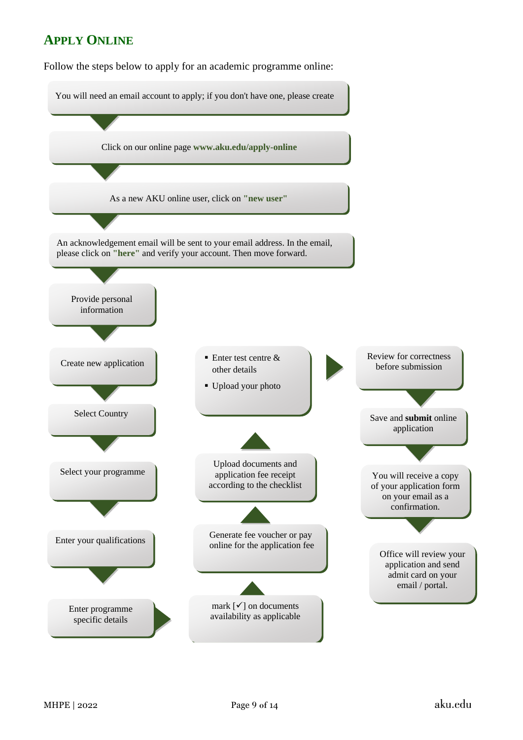## APPLY ONLINE

Follow the steps below to apply for an academic programme online:

1. You will need an email account to apply; if you don't have one, please create
2. Click on our online page **www.aku.edu/apply-online**
3. As a new AKU online user, click on **"new user"**
4. An acknowledgement email will be sent to your email address. In the email, please click on **"here"** and verify your account. Then move forward.
5. Provide personal information
6. Create new application
7. Select Country
8. Select your programme
9. Enter your qualifications
10. Enter programme specific details
11. mark [✓] on documents availability as applicable
12. Generate fee voucher or pay online for the application fee
13. Upload documents and application fee receipt according to the checklist
14. - Enter test centre & other details
    - Upload your photo
15. Review for correctness before submission
16. Save and **submit** online application
17. You will receive a copy of your application form on your email as a confirmation.
18. Office will review your application and send admit card on your email / portal.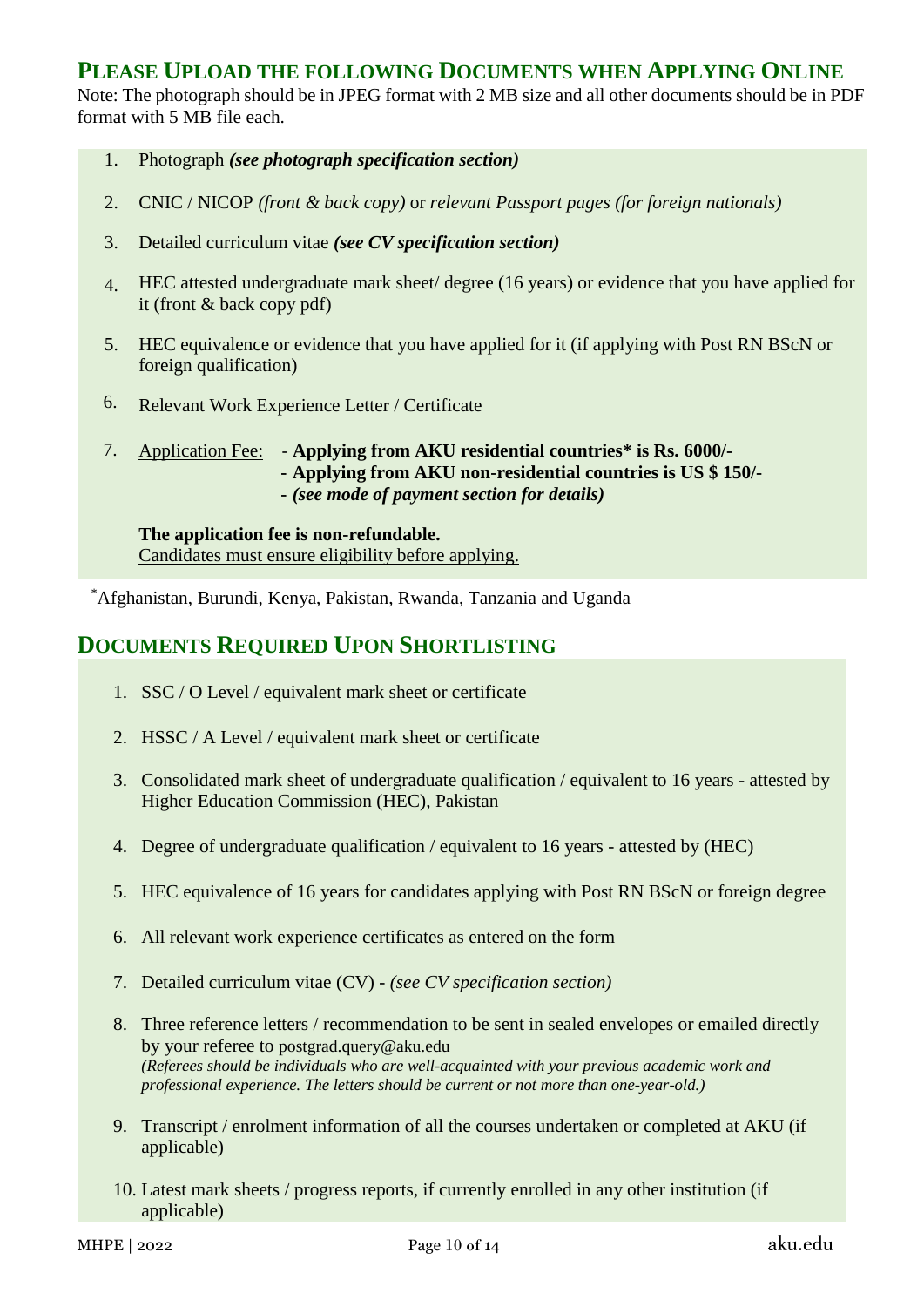## PLEASE UPLOAD THE FOLLOWING DOCUMENTS WHEN APPLYING ONLINE

Note: The photograph should be in JPEG format with 2 MB size and all other documents should be in PDF format with 5 MB file each.

1. Photograph ***(see photograph specification section)***
2. CNIC / NICOP *(front & back copy)* or *relevant Passport pages (for foreign nationals)*
3. Detailed curriculum vitae ***(see CV specification section)***
4. HEC attested undergraduate mark sheet/ degree (16 years) or evidence that you have applied for it (front & back copy pdf)
5. HEC equivalence or evidence that you have applied for it (if applying with Post RN BScN or foreign qualification)
6. Relevant Work Experience Letter / Certificate
7. Application Fee:
   - **Applying from AKU residential countries* is Rs. 6000/-**
   - **Applying from AKU non-residential countries is US $ 150/-**
   - ***(see mode of payment section for details)***

   **The application fee is non-refundable.**
   Candidates must ensure eligibility before applying.

*Afghanistan, Burundi, Kenya, Pakistan, Rwanda, Tanzania and Uganda

## DOCUMENTS REQUIRED UPON SHORTLISTING

1. SSC / O Level / equivalent mark sheet or certificate
2. HSSC / A Level / equivalent mark sheet or certificate
3. Consolidated mark sheet of undergraduate qualification / equivalent to 16 years - attested by Higher Education Commission (HEC), Pakistan
4. Degree of undergraduate qualification / equivalent to 16 years - attested by (HEC)
5. HEC equivalence of 16 years for candidates applying with Post RN BScN or foreign degree
6. All relevant work experience certificates as entered on the form
7. Detailed curriculum vitae (CV) - *(see CV specification section)*
8. Three reference letters / recommendation to be sent in sealed envelopes or emailed directly by your referee to postgrad.query@aku.edu
   *(Referees should be individuals who are well-acquainted with your previous academic work and professional experience. The letters should be current or not more than one-year-old.)*
9. Transcript / enrolment information of all the courses undertaken or completed at AKU (if applicable)
10. Latest mark sheets / progress reports, if currently enrolled in any other institution (if applicable)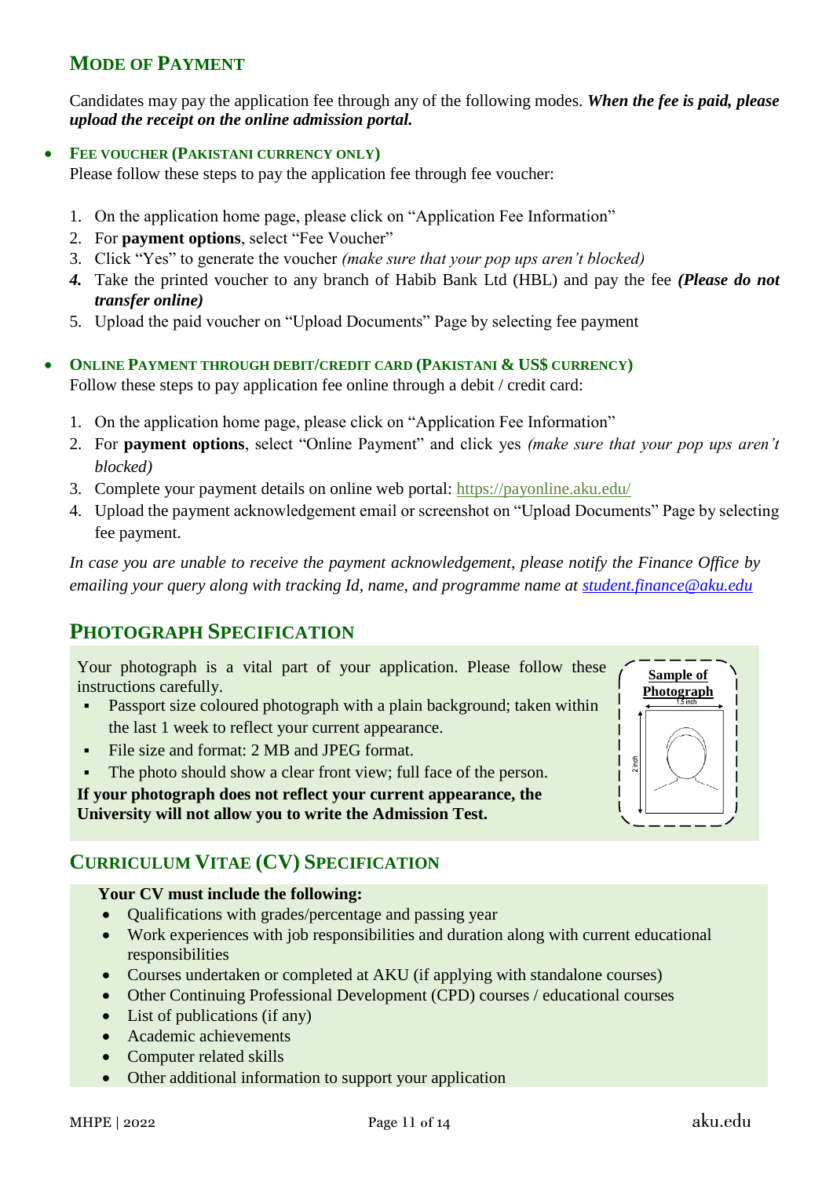## Mode of Payment

Candidates may pay the application fee through any of the following modes. ***When the fee is paid, please upload the receipt on the online admission portal.***

- **Fee voucher (Pakistani currency only)**

  Please follow these steps to pay the application fee through fee voucher:

  1. On the application home page, please click on "Application Fee Information"
  2. For **payment options**, select "Fee Voucher"
  3. Click "Yes" to generate the voucher *(make sure that your pop ups aren't blocked)*
  4. Take the printed voucher to any branch of Habib Bank Ltd (HBL) and pay the fee ***(Please do not transfer online)***
  5. Upload the paid voucher on "Upload Documents" Page by selecting fee payment

- **Online payment through debit/credit card (Pakistani & US$ currency)**

  Follow these steps to pay application fee online through a debit / credit card:

  1. On the application home page, please click on "Application Fee Information"
  2. For **payment options**, select "Online Payment" and click yes *(make sure that your pop ups aren't blocked)*
  3. Complete your payment details on online web portal: https://payonline.aku.edu/
  4. Upload the payment acknowledgement email or screenshot on "Upload Documents" Page by selecting fee payment.

*In case you are unable to receive the payment acknowledgement, please notify the Finance Office by emailing your query along with tracking Id, name, and programme name at student.finance@aku.edu*

## Photograph Specification

Your photograph is a vital part of your application. Please follow these instructions carefully.

- Passport size coloured photograph with a plain background; taken within the last 1 week to reflect your current appearance.
- File size and format: 2 MB and JPEG format.
- The photo should show a clear front view; full face of the person.

**If your photograph does not reflect your current appearance, the University will not allow you to write the Admission Test.**

**Sample of Photograph** (1.5 inch × 2 inch)

## Curriculum Vitae (CV) Specification

**Your CV must include the following:**

- Qualifications with grades/percentage and passing year
- Work experiences with job responsibilities and duration along with current educational responsibilities
- Courses undertaken or completed at AKU (if applying with standalone courses)
- Other Continuing Professional Development (CPD) courses / educational courses
- List of publications (if any)
- Academic achievements
- Computer related skills
- Other additional information to support your application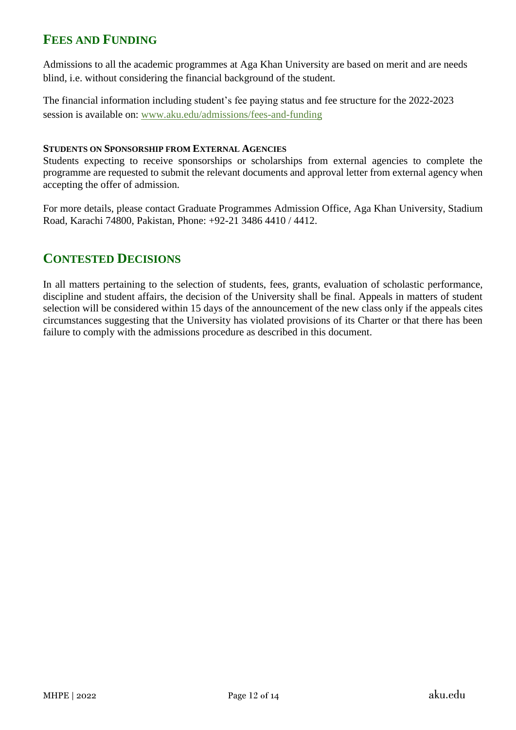## Fees and Funding

Admissions to all the academic programmes at Aga Khan University are based on merit and are needs blind, i.e. without considering the financial background of the student.

The financial information including student's fee paying status and fee structure for the 2022-2023 session is available on: www.aku.edu/admissions/fees-and-funding

### Students on Sponsorship from External Agencies

Students expecting to receive sponsorships or scholarships from external agencies to complete the programme are requested to submit the relevant documents and approval letter from external agency when accepting the offer of admission.

For more details, please contact Graduate Programmes Admission Office, Aga Khan University, Stadium Road, Karachi 74800, Pakistan, Phone: +92-21 3486 4410 / 4412.

## Contested Decisions

In all matters pertaining to the selection of students, fees, grants, evaluation of scholastic performance, discipline and student affairs, the decision of the University shall be final. Appeals in matters of student selection will be considered within 15 days of the announcement of the new class only if the appeals cites circumstances suggesting that the University has violated provisions of its Charter or that there has been failure to comply with the admissions procedure as described in this document.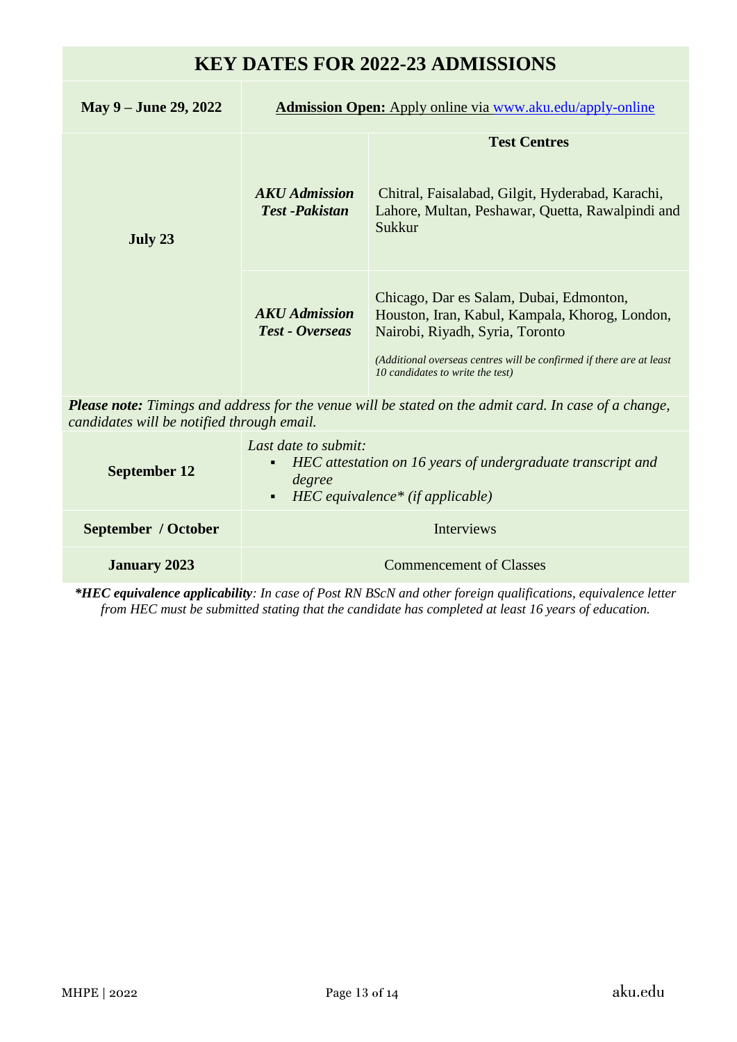## KEY DATES FOR 2022-23 ADMISSIONS

| | | |
|---|---|---|
| **May 9 – June 29, 2022** | **Admission Open:** Apply online via www.aku.edu/apply-online | |
| **July 23** | | **Test Centres** |
| | ***AKU Admission Test -Pakistan*** | Chitral, Faisalabad, Gilgit, Hyderabad, Karachi, Lahore, Multan, Peshawar, Quetta, Rawalpindi and Sukkur |
| | ***AKU Admission Test - Overseas*** | Chicago, Dar es Salam, Dubai, Edmonton, Houston, Iran, Kabul, Kampala, Khorog, London, Nairobi, Riyadh, Syria, Toronto<br>*(Additional overseas centres will be confirmed if there are at least 10 candidates to write the test)* |
| ***Please note:*** *Timings and address for the venue will be stated on the admit card. In case of a change, candidates will be notified through email.* | | |
| **September 12** | *Last date to submit:*<br>▪ *HEC attestation on 16 years of undergraduate transcript and degree*<br>▪ *HEC equivalence\* (if applicable)* | |
| **September / October** | Interviews | |
| **January 2023** | Commencement of Classes | |

****HEC equivalence applicability***: In case of Post RN BScN and other foreign qualifications, equivalence letter from HEC must be submitted stating that the candidate has completed at least 16 years of education.*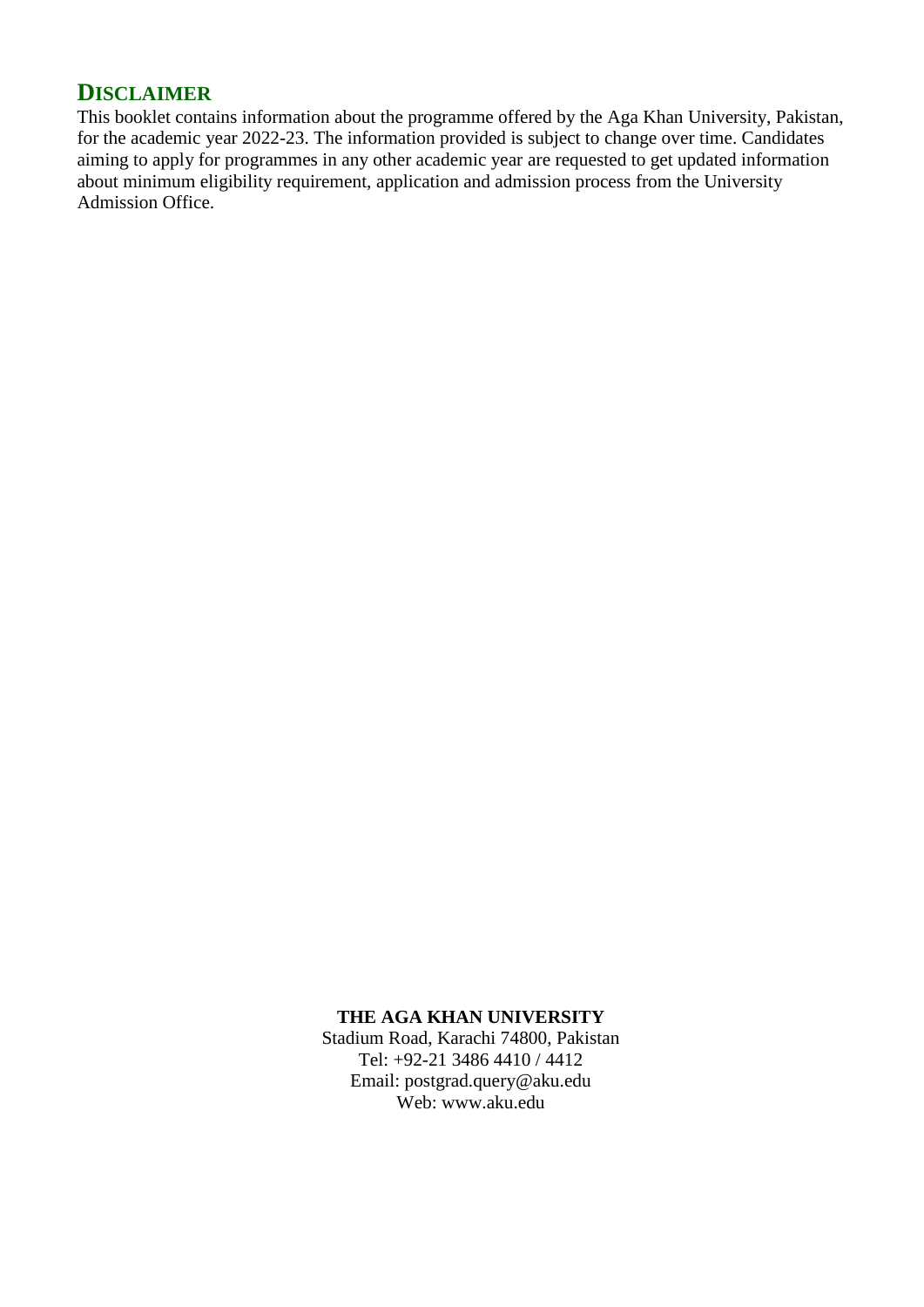## DISCLAIMER

This booklet contains information about the programme offered by the Aga Khan University, Pakistan, for the academic year 2022-23. The information provided is subject to change over time. Candidates aiming to apply for programmes in any other academic year are requested to get updated information about minimum eligibility requirement, application and admission process from the University Admission Office.

**THE AGA KHAN UNIVERSITY**
Stadium Road, Karachi 74800, Pakistan
Tel: +92-21 3486 4410 / 4412
Email: postgrad.query@aku.edu
Web: www.aku.edu